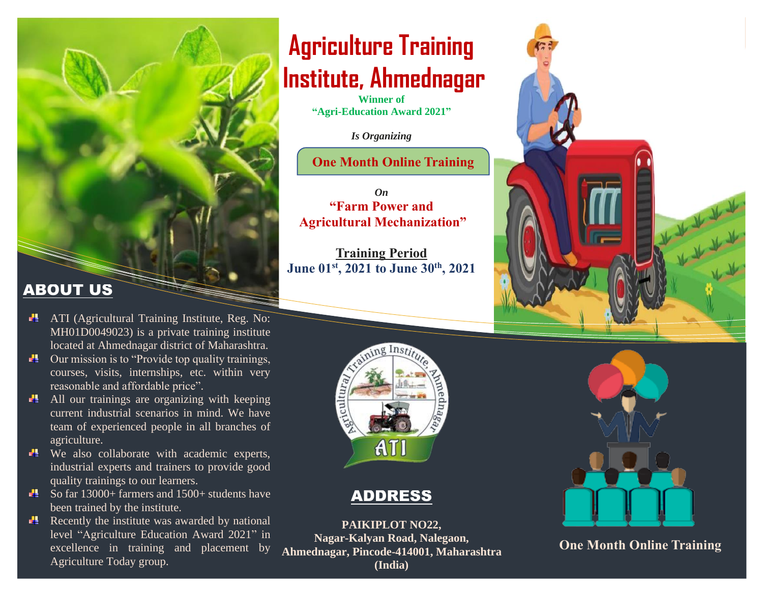# Agriculture Training Institute, Ahmednagar

**Winner of "Agri-Education Award 2021"**

***Is Organizing***

**One Month Online Training**

***On***

**"Farm Power and Agricultural Mechanization"**

**Training Period**

**June 01st, 2021 to June 30th, 2021**

## ABOUT US

- ATI (Agricultural Training Institute, Reg. No: MH01D0049023) is a private training institute located at Ahmednagar district of Maharashtra.
- Our mission is to "Provide top quality trainings, courses, visits, internships, etc. within very reasonable and affordable price".
- All our trainings are organizing with keeping current industrial scenarios in mind. We have team of experienced people in all branches of agriculture.
- We also collaborate with academic experts, industrial experts and trainers to provide good quality trainings to our learners.
- So far 13000+ farmers and 1500+ students have been trained by the institute.
- Recently the institute was awarded by national level "Agriculture Education Award 2021" in excellence in training and placement by Agriculture Today group.

Agricultural Training Institute, Ahmednagar

ATI

## ADDRESS

**PAIKIPLOT NO22,**
**Nagar-Kalyan Road, Nalegaon,**
**Ahmednagar, Pincode-414001, Maharashtra**
**(India)**

**One Month Online Training**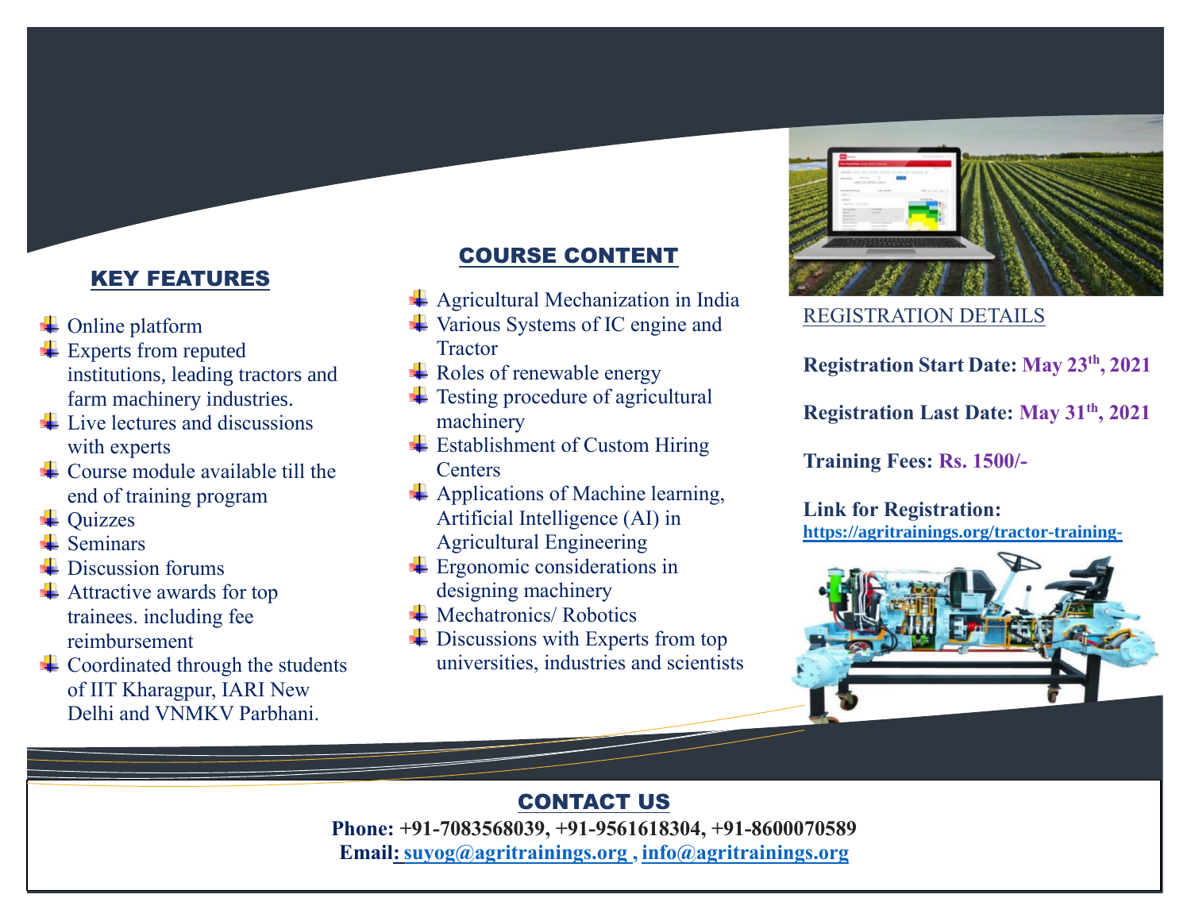## KEY FEATURES

- Online platform
- Experts from reputed institutions, leading tractors and farm machinery industries.
- Live lectures and discussions with experts
- Course module available till the end of training program
- Quizzes
- Seminars
- Discussion forums
- Attractive awards for top trainees. including fee reimbursement
- Coordinated through the students of IIT Kharagpur, IARI New Delhi and VNMKV Parbhani.

## COURSE CONTENT

- Agricultural Mechanization in India
- Various Systems of IC engine and Tractor
- Roles of renewable energy
- Testing procedure of agricultural machinery
- Establishment of Custom Hiring Centers
- Applications of Machine learning, Artificial Intelligence (AI) in Agricultural Engineering
- Ergonomic considerations in designing machinery
- Mechatronics/ Robotics
- Discussions with Experts from top universities, industries and scientists

## REGISTRATION DETAILS

**Registration Start Date: May 23th, 2021**

**Registration Last Date: May 31th, 2021**

**Training Fees: Rs. 1500/-**

**Link for Registration:**
**https://agritrainings.org/tractor-training-**

## CONTACT US

**Phone: +91-7083568039, +91-9561618304, +91-8600070589**
**Email: suyog@agritrainings.org , info@agritrainings.org**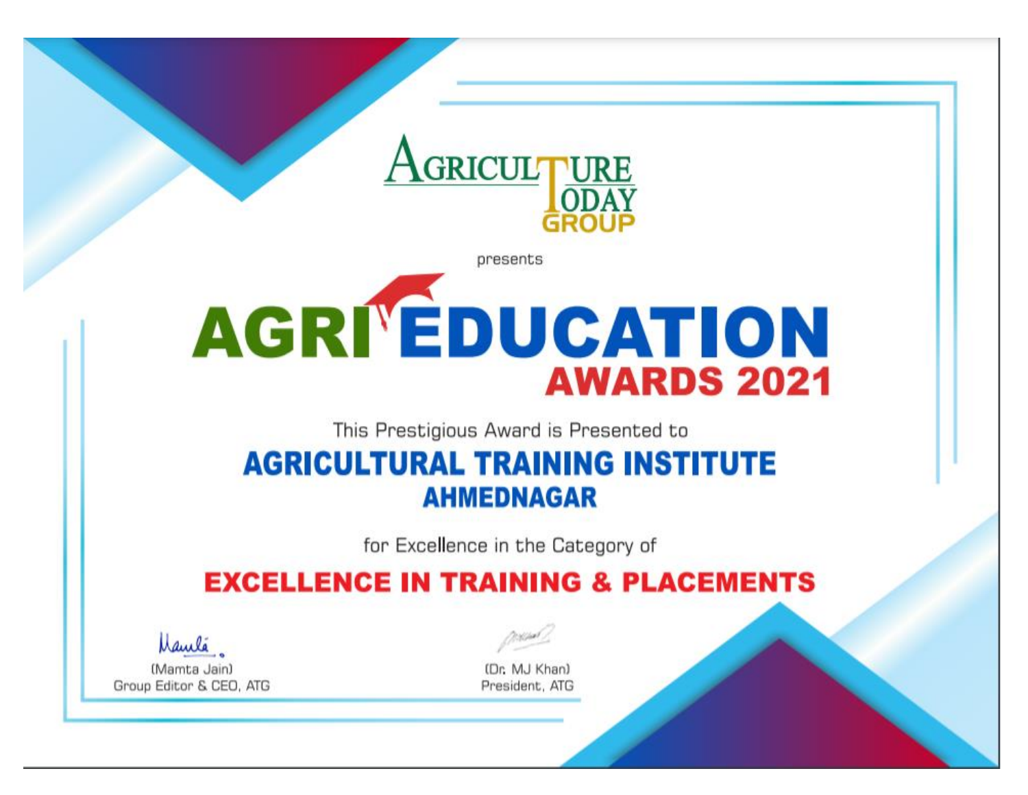AGRICULTURE TODAY GROUP

presents

# AGRI EDUCATION AWARDS 2021

This Prestigious Award is Presented to

## AGRICULTURAL TRAINING INSTITUTE AHMEDNAGAR

for Excellence in the Category of

## EXCELLENCE IN TRAINING & PLACEMENTS

(Mamta Jain)
Group Editor & CEO, ATG

(Dr. MJ Khan)
President, ATG